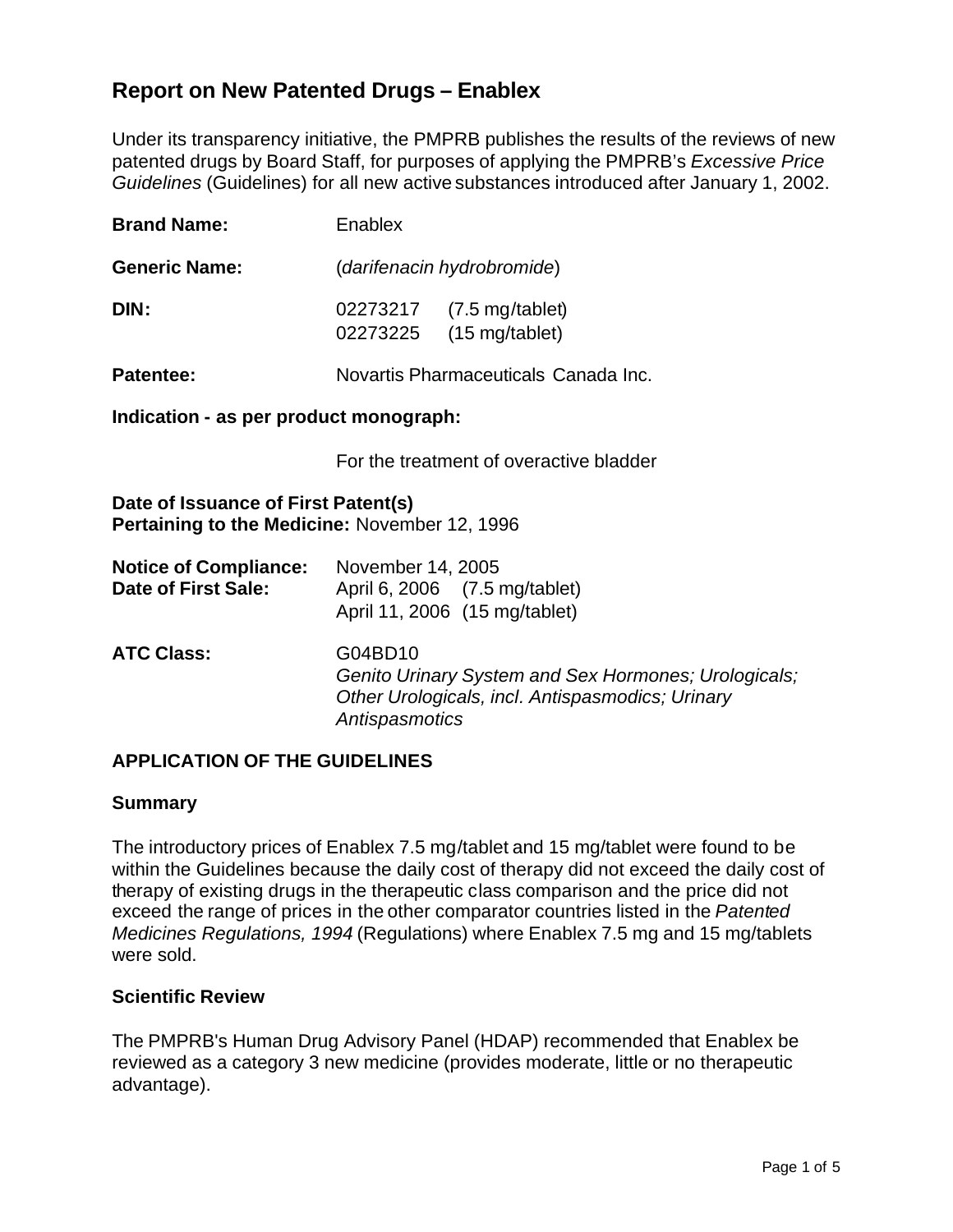# Report on New Patented Drugs – Enablex

Under its transparency initiative, the PMPRB publishes the results of the reviews of new patented drugs by Board Staff, for purposes of applying the PMPRB's *Excessive Price Guidelines* (Guidelines) for all new active substances introduced after January 1, 2002.

**Brand Name:** Enablex

**Generic Name:** (*darifenacin hydrobromide*)

**DIN:** 02273217 (7.5 mg/tablet)
02273225 (15 mg/tablet)

**Patentee:** Novartis Pharmaceuticals Canada Inc.

**Indication - as per product monograph:**

For the treatment of overactive bladder

**Date of Issuance of First Patent(s) Pertaining to the Medicine:** November 12, 1996

**Notice of Compliance:** November 14, 2005
**Date of First Sale:** April 6, 2006 (7.5 mg/tablet)
April 11, 2006 (15 mg/tablet)

**ATC Class:** G04BD10
*Genito Urinary System and Sex Hormones; Urologicals; Other Urologicals, incl. Antispasmodics; Urinary Antispasmodics*

## APPLICATION OF THE GUIDELINES

### Summary

The introductory prices of Enablex 7.5 mg/tablet and 15 mg/tablet were found to be within the Guidelines because the daily cost of therapy did not exceed the daily cost of therapy of existing drugs in the therapeutic class comparison and the price did not exceed the range of prices in the other comparator countries listed in the *Patented Medicines Regulations, 1994* (Regulations) where Enablex 7.5 mg and 15 mg/tablets were sold.

### Scientific Review

The PMPRB's Human Drug Advisory Panel (HDAP) recommended that Enablex be reviewed as a category 3 new medicine (provides moderate, little or no therapeutic advantage).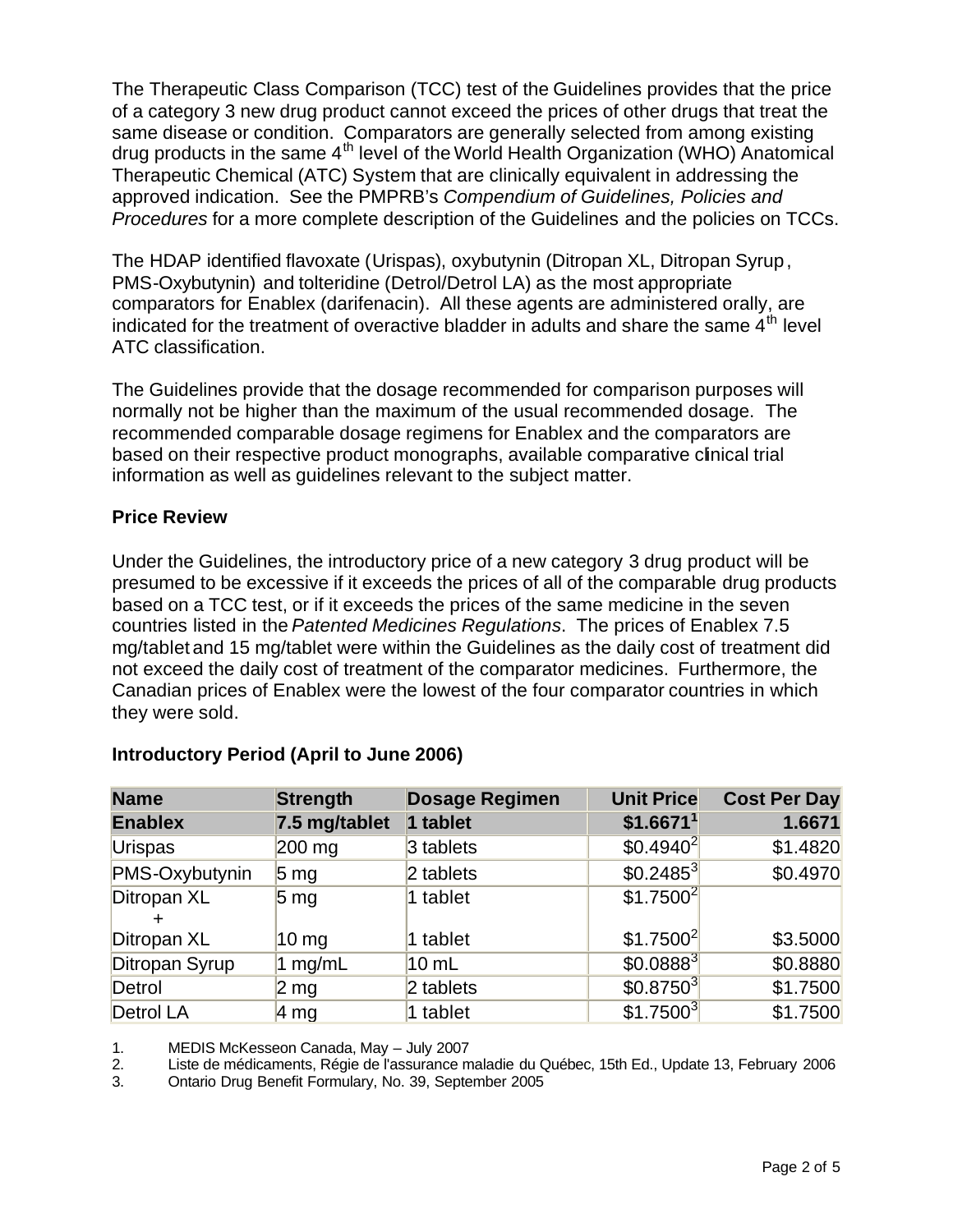The Therapeutic Class Comparison (TCC) test of the Guidelines provides that the price of a category 3 new drug product cannot exceed the prices of other drugs that treat the same disease or condition. Comparators are generally selected from among existing drug products in the same 4th level of the World Health Organization (WHO) Anatomical Therapeutic Chemical (ATC) System that are clinically equivalent in addressing the approved indication. See the PMPRB's *Compendium of Guidelines, Policies and Procedures* for a more complete description of the Guidelines and the policies on TCCs.

The HDAP identified flavoxate (Urispas), oxybutynin (Ditropan XL, Ditropan Syrup, PMS-Oxybutynin) and tolteridine (Detrol/Detrol LA) as the most appropriate comparators for Enablex (darifenacin). All these agents are administered orally, are indicated for the treatment of overactive bladder in adults and share the same 4th level ATC classification.

The Guidelines provide that the dosage recommended for comparison purposes will normally not be higher than the maximum of the usual recommended dosage. The recommended comparable dosage regimens for Enablex and the comparators are based on their respective product monographs, available comparative clinical trial information as well as guidelines relevant to the subject matter.

## Price Review

Under the Guidelines, the introductory price of a new category 3 drug product will be presumed to be excessive if it exceeds the prices of all of the comparable drug products based on a TCC test, or if it exceeds the prices of the same medicine in the seven countries listed in the *Patented Medicines Regulations*. The prices of Enablex 7.5 mg/tablet and 15 mg/tablet were within the Guidelines as the daily cost of treatment did not exceed the daily cost of treatment of the comparator medicines. Furthermore, the Canadian prices of Enablex were the lowest of the four comparator countries in which they were sold.

### Introductory Period (April to June 2006)

| Name | Strength | Dosage Regimen | Unit Price | Cost Per Day |
|---|---|---|---|---|
| **Enablex** | **7.5 mg/tablet** | **1 tablet** | **$1.6671[1]** | **1.6671** |
| Urispas | 200 mg | 3 tablets | $0.4940[2] | $1.4820 |
| PMS-Oxybutynin | 5 mg | 2 tablets | $0.2485[3] | $0.4970 |
| Ditropan XL + | 5 mg | 1 tablet | $1.7500[2] | |
| Ditropan XL | 10 mg | 1 tablet | $1.7500[2] | $3.5000 |
| Ditropan Syrup | 1 mg/mL | 10 mL | $0.0888[3] | $0.8880 |
| Detrol | 2 mg | 2 tablets | $0.8750[3] | $1.7500 |
| Detrol LA | 4 mg | 1 tablet | $1.7500[3] | $1.7500 |

1. MEDIS McKesseon Canada, May – July 2007
2. Liste de médicaments, Régie de l'assurance maladie du Québec, 15th Ed., Update 13, February 2006
3. Ontario Drug Benefit Formulary, No. 39, September 2005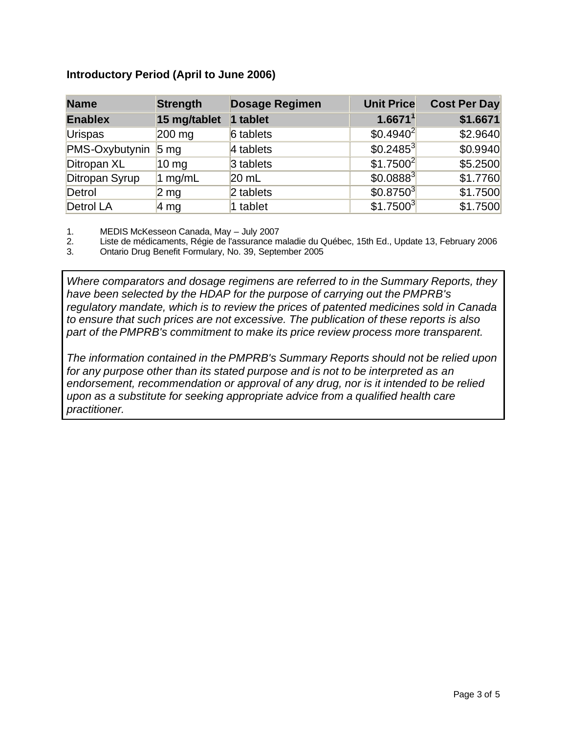### Introductory Period (April to June 2006)

| Name | Strength | Dosage Regimen | Unit Price | Cost Per Day |
|---|---|---|---:|---:|
| **Enablex** | **15 mg/tablet** | **1 tablet** | **1.6671**[1] | **$1.6671** |
| Urispas | 200 mg | 6 tablets | $0.4940[2] | $2.9640 |
| PMS-Oxybutynin | 5 mg | 4 tablets | $0.2485[3] | $0.9940 |
| Ditropan XL | 10 mg | 3 tablets | $1.7500[2] | $5.2500 |
| Ditropan Syrup | 1 mg/mL | 20 mL | $0.0888[3] | $1.7760 |
| Detrol | 2 mg | 2 tablets | $0.8750[3] | $1.7500 |
| Detrol LA | 4 mg | 1 tablet | $1.7500[3] | $1.7500 |

1. MEDIS McKesseon Canada, May – July 2007
2. Liste de médicaments, Régie de l'assurance maladie du Québec, 15th Ed., Update 13, February 2006
3. Ontario Drug Benefit Formulary, No. 39, September 2005

*Where comparators and dosage regimens are referred to in the Summary Reports, they have been selected by the HDAP for the purpose of carrying out the PMPRB's regulatory mandate, which is to review the prices of patented medicines sold in Canada to ensure that such prices are not excessive. The publication of these reports is also part of the PMPRB's commitment to make its price review process more transparent.*

*The information contained in the PMPRB's Summary Reports should not be relied upon for any purpose other than its stated purpose and is not to be interpreted as an endorsement, recommendation or approval of any drug, nor is it intended to be relied upon as a substitute for seeking appropriate advice from a qualified health care practitioner.*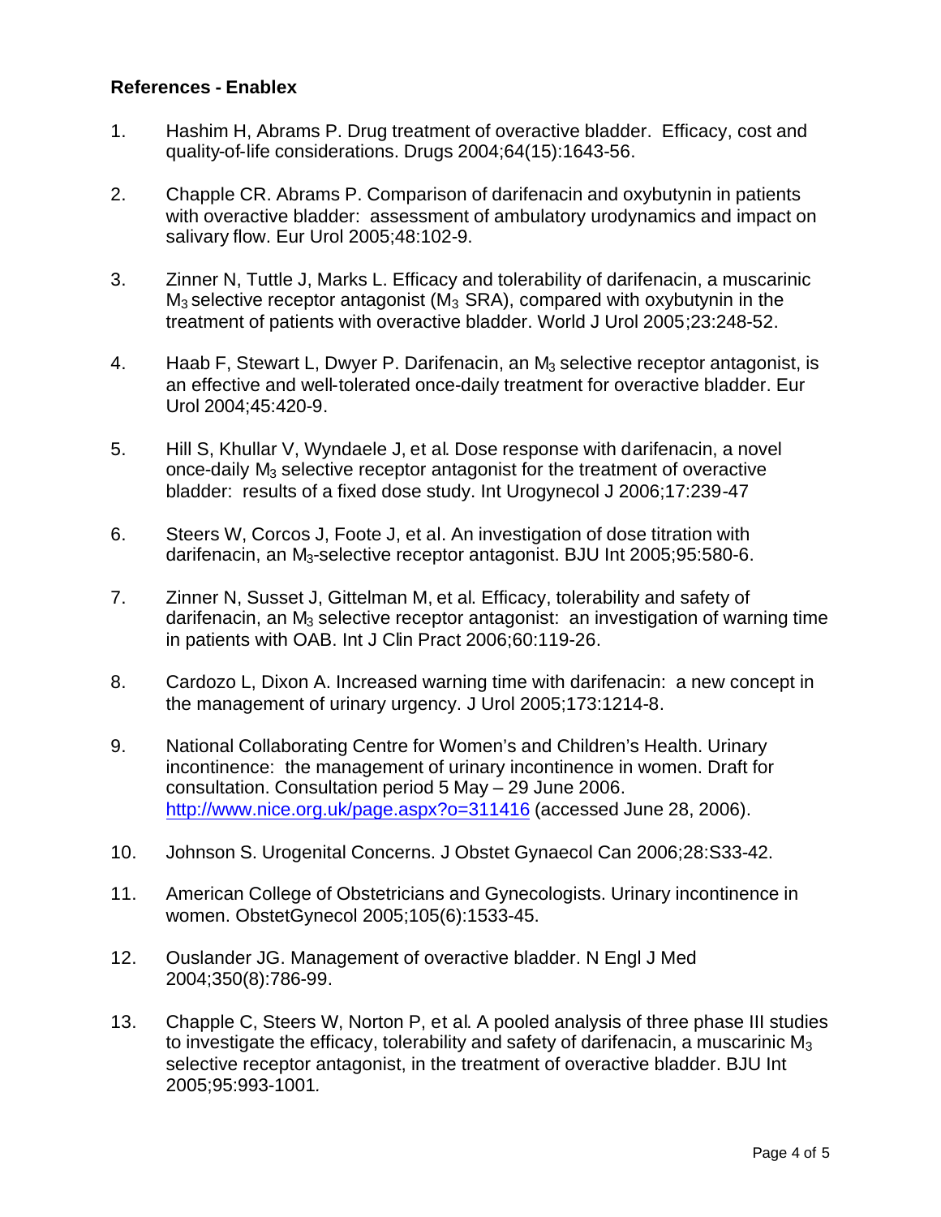**References - Enablex**

1. Hashim H, Abrams P. Drug treatment of overactive bladder. Efficacy, cost and quality-of-life considerations. Drugs 2004;64(15):1643-56.

2. Chapple CR. Abrams P. Comparison of darifenacin and oxybutynin in patients with overactive bladder: assessment of ambulatory urodynamics and impact on salivary flow. Eur Urol 2005;48:102-9.

3. Zinner N, Tuttle J, Marks L. Efficacy and tolerability of darifenacin, a muscarinic $M_3$ selective receptor antagonist ($M_3$ SRA), compared with oxybutynin in the treatment of patients with overactive bladder. World J Urol 2005;23:248-52.

4. Haab F, Stewart L, Dwyer P. Darifenacin, an $M_3$ selective receptor antagonist, is an effective and well-tolerated once-daily treatment for overactive bladder. Eur Urol 2004;45:420-9.

5. Hill S, Khullar V, Wyndaele J, et al. Dose response with darifenacin, a novel once-daily $M_3$ selective receptor antagonist for the treatment of overactive bladder: results of a fixed dose study. Int Urogynecol J 2006;17:239-47

6. Steers W, Corcos J, Foote J, et al. An investigation of dose titration with darifenacin, an $M_3$-selective receptor antagonist. BJU Int 2005;95:580-6.

7. Zinner N, Susset J, Gittelman M, et al. Efficacy, tolerability and safety of darifenacin, an $M_3$ selective receptor antagonist: an investigation of warning time in patients with OAB. Int J Clin Pract 2006;60:119-26.

8. Cardozo L, Dixon A. Increased warning time with darifenacin: a new concept in the management of urinary urgency. J Urol 2005;173:1214-8.

9. National Collaborating Centre for Women's and Children's Health. Urinary incontinence: the management of urinary incontinence in women. Draft for consultation. Consultation period 5 May – 29 June 2006. http://www.nice.org.uk/page.aspx?o=311416 (accessed June 28, 2006).

10. Johnson S. Urogenital Concerns. J Obstet Gynaecol Can 2006;28:S33-42.

11. American College of Obstetricians and Gynecologists. Urinary incontinence in women. ObstetGynecol 2005;105(6):1533-45.

12. Ouslander JG. Management of overactive bladder. N Engl J Med 2004;350(8):786-99.

13. Chapple C, Steers W, Norton P, et al. A pooled analysis of three phase III studies to investigate the efficacy, tolerability and safety of darifenacin, a muscarinic $M_3$ selective receptor antagonist, in the treatment of overactive bladder. BJU Int 2005;95:993-1001.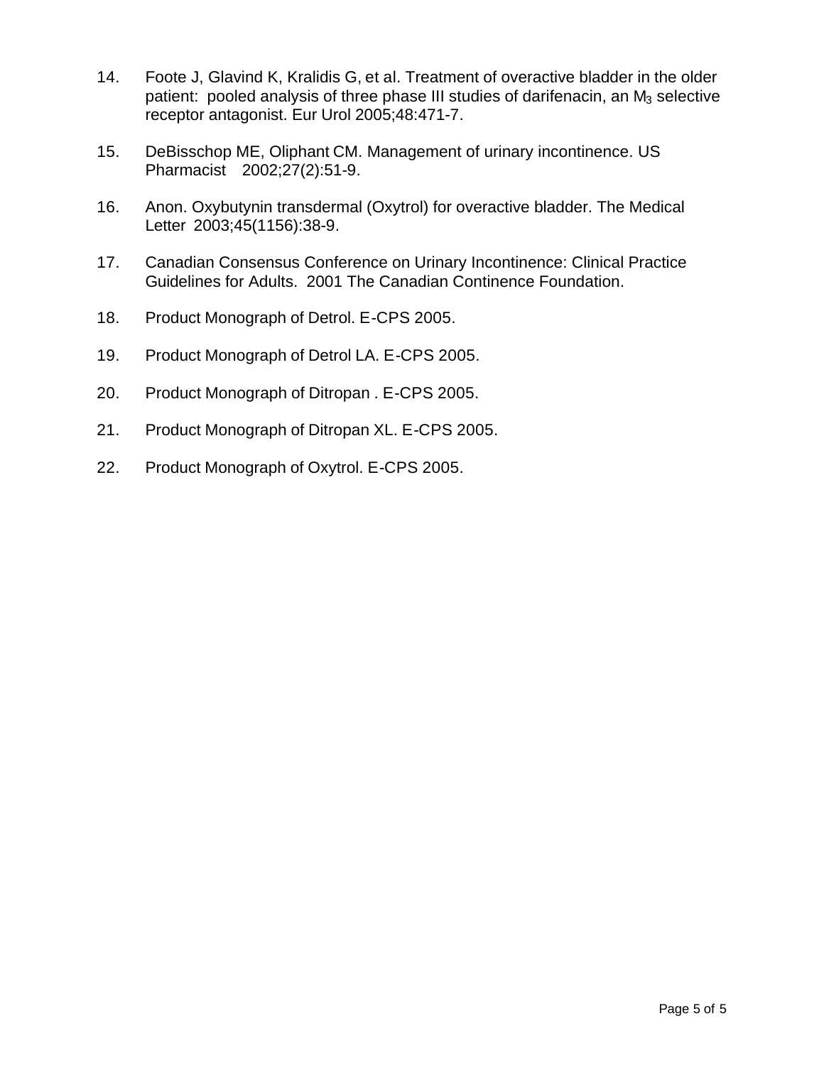14. Foote J, Glavind K, Kralidis G, et al. Treatment of overactive bladder in the older patient: pooled analysis of three phase III studies of darifenacin, an $M_3$ selective receptor antagonist. Eur Urol 2005;48:471-7.

15. DeBisschop ME, Oliphant CM. Management of urinary incontinence. US Pharmacist 2002;27(2):51-9.

16. Anon. Oxybutynin transdermal (Oxytrol) for overactive bladder. The Medical Letter 2003;45(1156):38-9.

17. Canadian Consensus Conference on Urinary Incontinence: Clinical Practice Guidelines for Adults. 2001 The Canadian Continence Foundation.

18. Product Monograph of Detrol. E-CPS 2005.

19. Product Monograph of Detrol LA. E-CPS 2005.

20. Product Monograph of Ditropan . E-CPS 2005.

21. Product Monograph of Ditropan XL. E-CPS 2005.

22. Product Monograph of Oxytrol. E-CPS 2005.